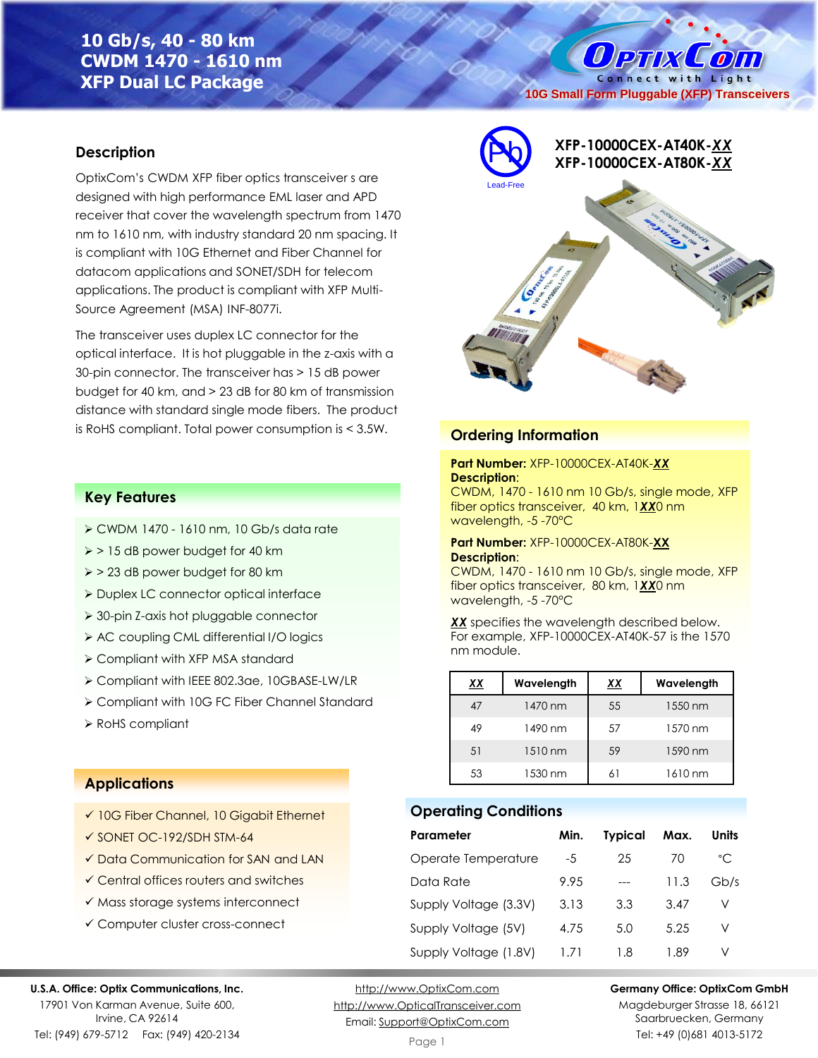# 10 Gb/s, 40 - 80 km CWDM 1470 - 1610 nm XFP Dual LC Package

OptixCom — Connect with Light

10G Small Form Pluggable (XFP) Transceivers

**XFP-10000CEX-AT40K-*XX***
**XFP-10000CEX-AT80K-*XX***

Lead-Free

## Description

OptixCom's CWDM XFP fiber optics transceiver s are designed with high performance EML laser and APD receiver that cover the wavelength spectrum from 1470 nm to 1610 nm, with industry standard 20 nm spacing. It is compliant with 10G Ethernet and Fiber Channel for datacom applications and SONET/SDH for telecom applications. The product is compliant with XFP Multi-Source Agreement (MSA) INF-8077i.

The transceiver uses duplex LC connector for the optical interface. It is hot pluggable in the z-axis with a 30-pin connector. The transceiver has > 15 dB power budget for 40 km, and > 23 dB for 80 km of transmission distance with standard single mode fibers. The product is RoHS compliant. Total power consumption is < 3.5W.

## Key Features

- CWDM 1470 - 1610 nm, 10 Gb/s data rate
- > 15 dB power budget for 40 km
- > 23 dB power budget for 80 km
- Duplex LC connector optical interface
- 30-pin Z-axis hot pluggable connector
- AC coupling CML differential I/O logics
- Compliant with XFP MSA standard
- Compliant with IEEE 802.3ae, 10GBASE-LW/LR
- Compliant with 10G FC Fiber Channel Standard
- RoHS compliant

## Applications

- ✓ 10G Fiber Channel, 10 Gigabit Ethernet
- ✓ SONET OC-192/SDH STM-64
- ✓ Data Communication for SAN and LAN
- ✓ Central offices routers and switches
- ✓ Mass storage systems interconnect
- ✓ Computer cluster cross-connect

## Ordering Information

**Part Number:** XFP-10000CEX-AT40K-***XX***
**Description**:
CWDM, 1470 - 1610 nm 10 Gb/s, single mode, XFP fiber optics transceiver, 40 km, 1***XX***0 nm wavelength, -5 -70°C

**Part Number:** XFP-10000CEX-AT80K-***XX***
**Description**:
CWDM, 1470 - 1610 nm 10 Gb/s, single mode, XFP fiber optics transceiver, 80 km, 1***XX***0 nm wavelength, -5 -70°C

***XX*** specifies the wavelength described below. For example, XFP-10000CEX-AT40K-57 is the 1570 nm module.

| ***XX*** | Wavelength | ***XX*** | Wavelength |
|---|---|---|---|
| 47 | 1470 nm | 55 | 1550 nm |
| 49 | 1490 nm | 57 | 1570 nm |
| 51 | 1510 nm | 59 | 1590 nm |
| 53 | 1530 nm | 61 | 1610 nm |

## Operating Conditions

| Parameter | Min. | Typical | Max. | Units |
|---|---|---|---|---|
| Operate Temperature | -5 | 25 | 70 | °C |
| Data Rate | 9.95 | --- | 11.3 | Gb/s |
| Supply Voltage (3.3V) | 3.13 | 3.3 | 3.47 | V |
| Supply Voltage (5V) | 4.75 | 5.0 | 5.25 | V |
| Supply Voltage (1.8V) | 1.71 | 1.8 | 1.89 | V |

**U.S.A. Office: Optix Communications, Inc.**
17901 Von Karman Avenue, Suite 600,
Irvine, CA 92614
Tel: (949) 679-5712 Fax: (949) 420-2134

http://www.OptixCom.com
http://www.OpticalTransceiver.com
Email: Support@OptixCom.com

**Germany Office: OptixCom GmbH**
Magdeburger Strasse 18, 66121
Saarbruecken, Germany
Tel: +49 (0)681 4013-5172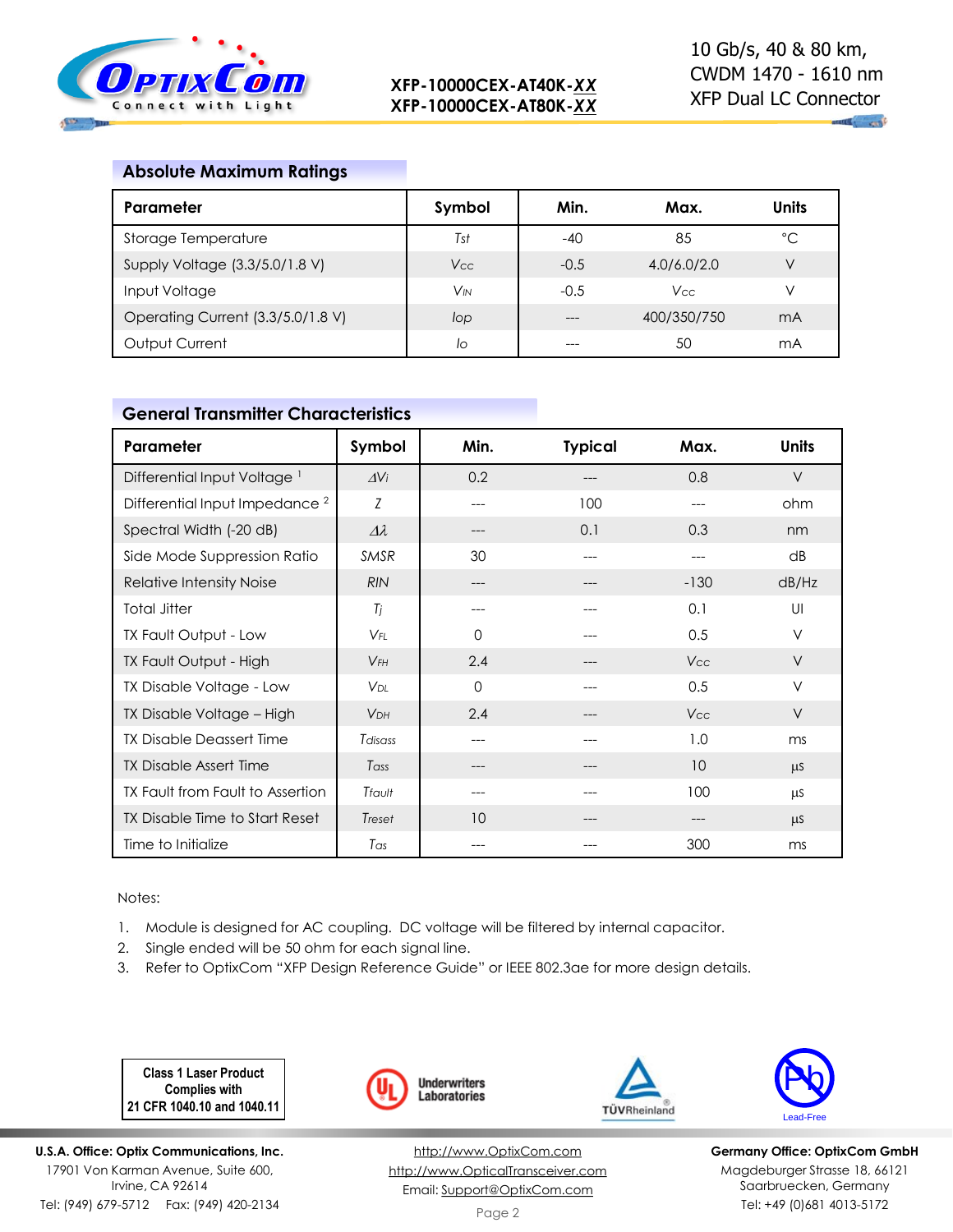## Absolute Maximum Ratings

| Parameter | Symbol | Min. | Max. | Units |
|---|---|---|---|---|
| Storage Temperature | $T_{st}$ | -40 | 85 | °C |
| Supply Voltage (3.3/5.0/1.8 V) | $V_{CC}$ | -0.5 | 4.0/6.0/2.0 | V |
| Input Voltage | $V_{IN}$ | -0.5 | $V_{CC}$ | V |
| Operating Current (3.3/5.0/1.8 V) | $I_{op}$ | --- | 400/350/750 | mA |
| Output Current | $I_o$ | --- | 50 | mA |

## General Transmitter Characteristics

| Parameter | Symbol | Min. | Typical | Max. | Units |
|---|---|---|---|---|---|
| Differential Input Voltage [1] | $\Delta V_i$ | 0.2 | --- | 0.8 | V |
| Differential Input Impedance [2] | $Z$ | --- | 100 | --- | ohm |
| Spectral Width (-20 dB) | $\Delta\lambda$ | --- | 0.1 | 0.3 | nm |
| Side Mode Suppression Ratio | SMSR | 30 | --- | --- | dB |
| Relative Intensity Noise | RIN | --- | --- | -130 | dB/Hz |
| Total Jitter | $T_j$ | --- | --- | 0.1 | UI |
| TX Fault Output - Low | $V_{FL}$ | 0 | --- | 0.5 | V |
| TX Fault Output - High | $V_{FH}$ | 2.4 | --- | $V_{CC}$ | V |
| TX Disable Voltage - Low | $V_{DL}$ | 0 | --- | 0.5 | V |
| TX Disable Voltage – High | $V_{DH}$ | 2.4 | --- | $V_{CC}$ | V |
| TX Disable Deassert Time | $T_{disass}$ | --- | --- | 1.0 | ms |
| TX Disable Assert Time | $T_{ass}$ | --- | --- | 10 | µs |
| TX Fault from Fault to Assertion | $T_{fault}$ | --- | --- | 100 | µs |
| TX Disable Time to Start Reset | $T_{reset}$ | 10 | --- | --- | µs |
| Time to Initialize | $T_{as}$ | --- | --- | 300 | ms |

Notes:

1. Module is designed for AC coupling. DC voltage will be filtered by internal capacitor.
2. Single ended will be 50 ohm for each signal line.
3. Refer to OptixCom "XFP Design Reference Guide" or IEEE 802.3ae for more design details.

Class 1 Laser Product Complies with 21 CFR 1040.10 and 1040.11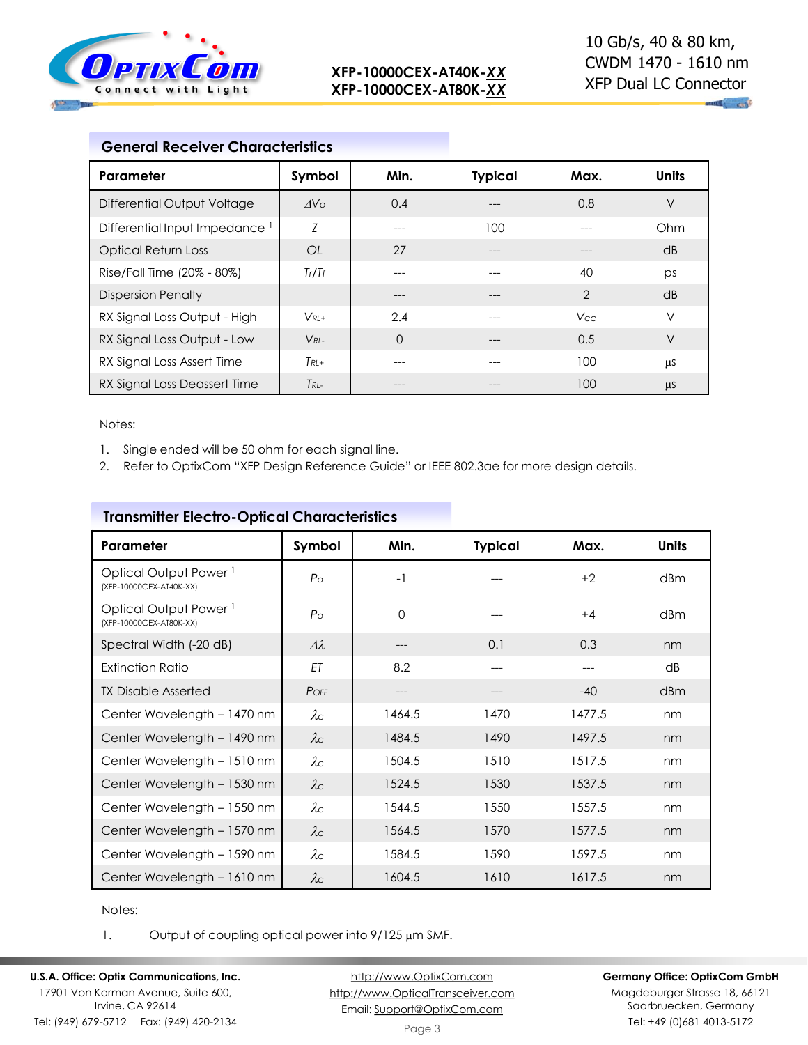## General Receiver Characteristics

| Parameter | Symbol | Min. | Typical | Max. | Units |
|---|---|---|---|---|---|
| Differential Output Voltage | $\Delta V_O$ | 0.4 | --- | 0.8 | V |
| Differential Input Impedance [1] | $Z$ | --- | 100 | --- | Ohm |
| Optical Return Loss | $OL$ | 27 | --- | --- | dB |
| Rise/Fall Time (20% - 80%) | $T_r/T_f$ | --- | --- | 40 | ps |
| Dispersion Penalty | | --- | --- | 2 | dB |
| RX Signal Loss Output - High | $V_{RL+}$ | 2.4 | --- | $V_{CC}$ | V |
| RX Signal Loss Output - Low | $V_{RL-}$ | 0 | --- | 0.5 | V |
| RX Signal Loss Assert Time | $T_{RL+}$ | --- | --- | 100 | μs |
| RX Signal Loss Deassert Time | $T_{RL-}$ | --- | --- | 100 | μs |

Notes:

1. Single ended will be 50 ohm for each signal line.
2. Refer to OptixCom "XFP Design Reference Guide" or IEEE 802.3ae for more design details.

## Transmitter Electro-Optical Characteristics

| Parameter | Symbol | Min. | Typical | Max. | Units |
|---|---|---|---|---|---|
| Optical Output Power [1] (XFP-10000CEX-AT40K-XX) | $P_O$ | -1 | --- | +2 | dBm |
| Optical Output Power [1] (XFP-10000CEX-AT80K-XX) | $P_O$ | 0 | --- | +4 | dBm |
| Spectral Width (-20 dB) | $\Delta\lambda$ | --- | 0.1 | 0.3 | nm |
| Extinction Ratio | $ET$ | 8.2 | --- | --- | dB |
| TX Disable Asserted | $P_{OFF}$ | --- | --- | -40 | dBm |
| Center Wavelength – 1470 nm | $\lambda_C$ | 1464.5 | 1470 | 1477.5 | nm |
| Center Wavelength – 1490 nm | $\lambda_C$ | 1484.5 | 1490 | 1497.5 | nm |
| Center Wavelength – 1510 nm | $\lambda_C$ | 1504.5 | 1510 | 1517.5 | nm |
| Center Wavelength – 1530 nm | $\lambda_C$ | 1524.5 | 1530 | 1537.5 | nm |
| Center Wavelength – 1550 nm | $\lambda_C$ | 1544.5 | 1550 | 1557.5 | nm |
| Center Wavelength – 1570 nm | $\lambda_C$ | 1564.5 | 1570 | 1577.5 | nm |
| Center Wavelength – 1590 nm | $\lambda_C$ | 1584.5 | 1590 | 1597.5 | nm |
| Center Wavelength – 1610 nm | $\lambda_C$ | 1604.5 | 1610 | 1617.5 | nm |

Notes:

1. Output of coupling optical power into 9/125 μm SMF.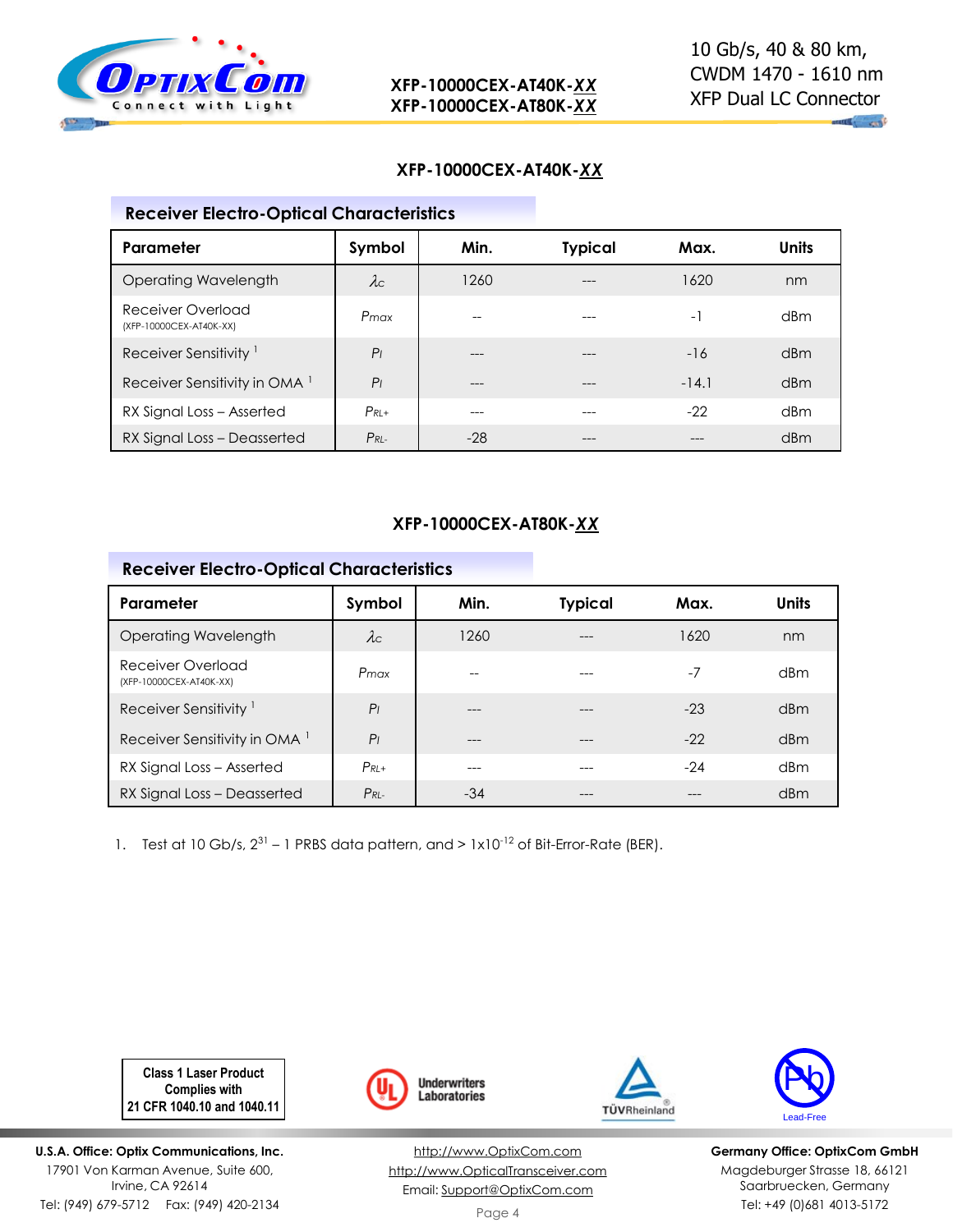## XFP-10000CEX-AT40K-XX

### Receiver Electro-Optical Characteristics

| Parameter | Symbol | Min. | Typical | Max. | Units |
|---|---|---|---|---|---|
| Operating Wavelength | $\lambda_c$ | 1260 | --- | 1620 | nm |
| Receiver Overload (XFP-10000CEX-AT40K-XX) | $P_{max}$ | -- | --- | -1 | dBm |
| Receiver Sensitivity [1] | $P_l$ | --- | --- | -16 | dBm |
| Receiver Sensitivity in OMA [1] | $P_l$ | --- | --- | -14.1 | dBm |
| RX Signal Loss – Asserted | $P_{RL+}$ | --- | --- | -22 | dBm |
| RX Signal Loss – Deasserted | $P_{RL-}$ | -28 | --- | --- | dBm |

## XFP-10000CEX-AT80K-XX

### Receiver Electro-Optical Characteristics

| Parameter | Symbol | Min. | Typical | Max. | Units |
|---|---|---|---|---|---|
| Operating Wavelength | $\lambda_c$ | 1260 | --- | 1620 | nm |
| Receiver Overload (XFP-10000CEX-AT40K-XX) | $P_{max}$ | -- | --- | -7 | dBm |
| Receiver Sensitivity [1] | $P_l$ | --- | --- | -23 | dBm |
| Receiver Sensitivity in OMA [1] | $P_l$ | --- | --- | -22 | dBm |
| RX Signal Loss – Asserted | $P_{RL+}$ | --- | --- | -24 | dBm |
| RX Signal Loss – Deasserted | $P_{RL-}$ | -34 | --- | --- | dBm |

1. Test at 10 Gb/s, $2^{31} - 1$ PRBS data pattern, and > $1\times10^{-12}$ of Bit-Error-Rate (BER).

Class 1 Laser Product Complies with 21 CFR 1040.10 and 1040.11

Underwriters Laboratories

TÜVRheinland

Lead-Free